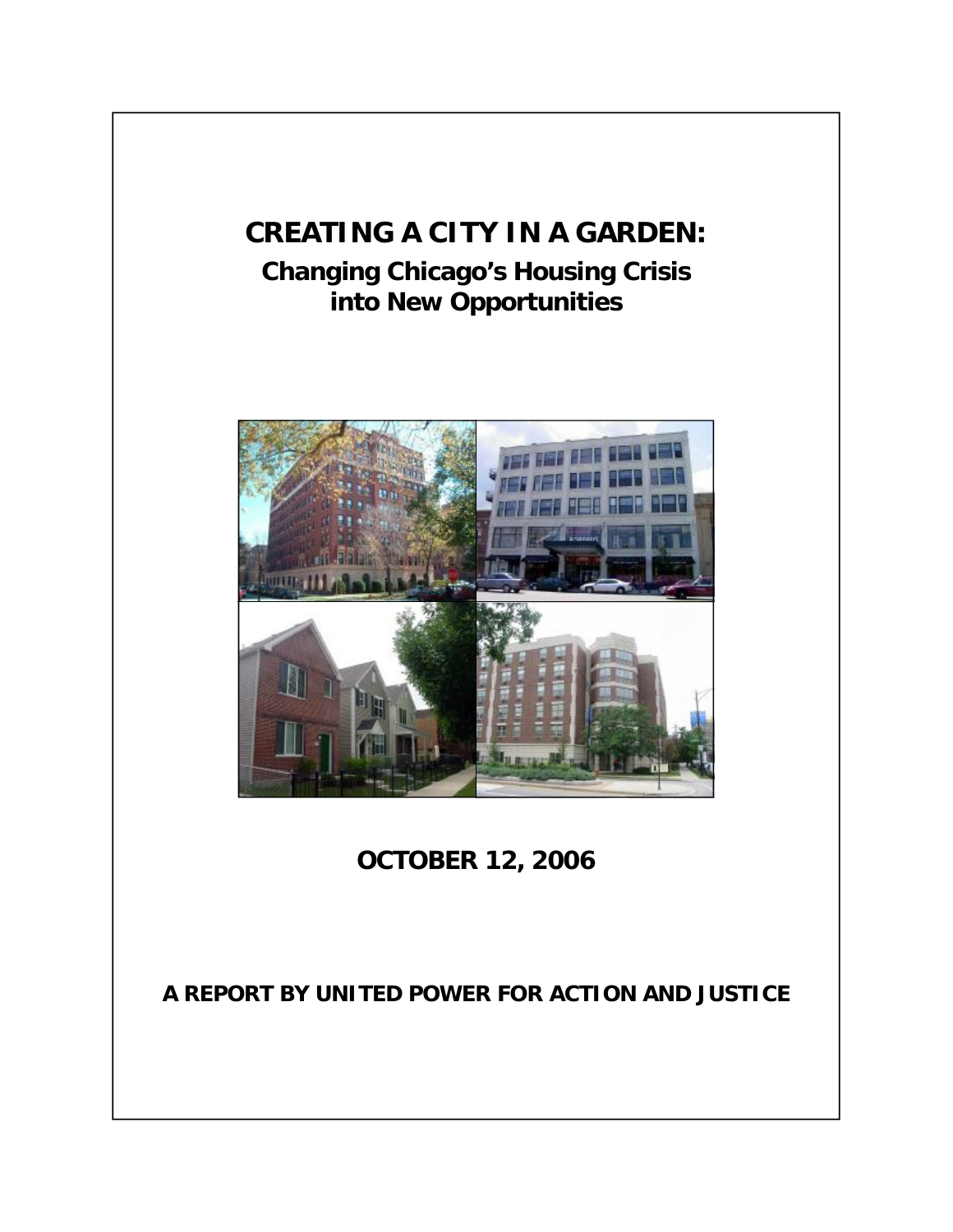# CREATING A CITY IN A GARDEN:

## Changing Chicago's Housing Crisis into New Opportunities

**OCTOBER 12, 2006**

**A REPORT BY UNITED POWER FOR ACTION AND JUSTICE**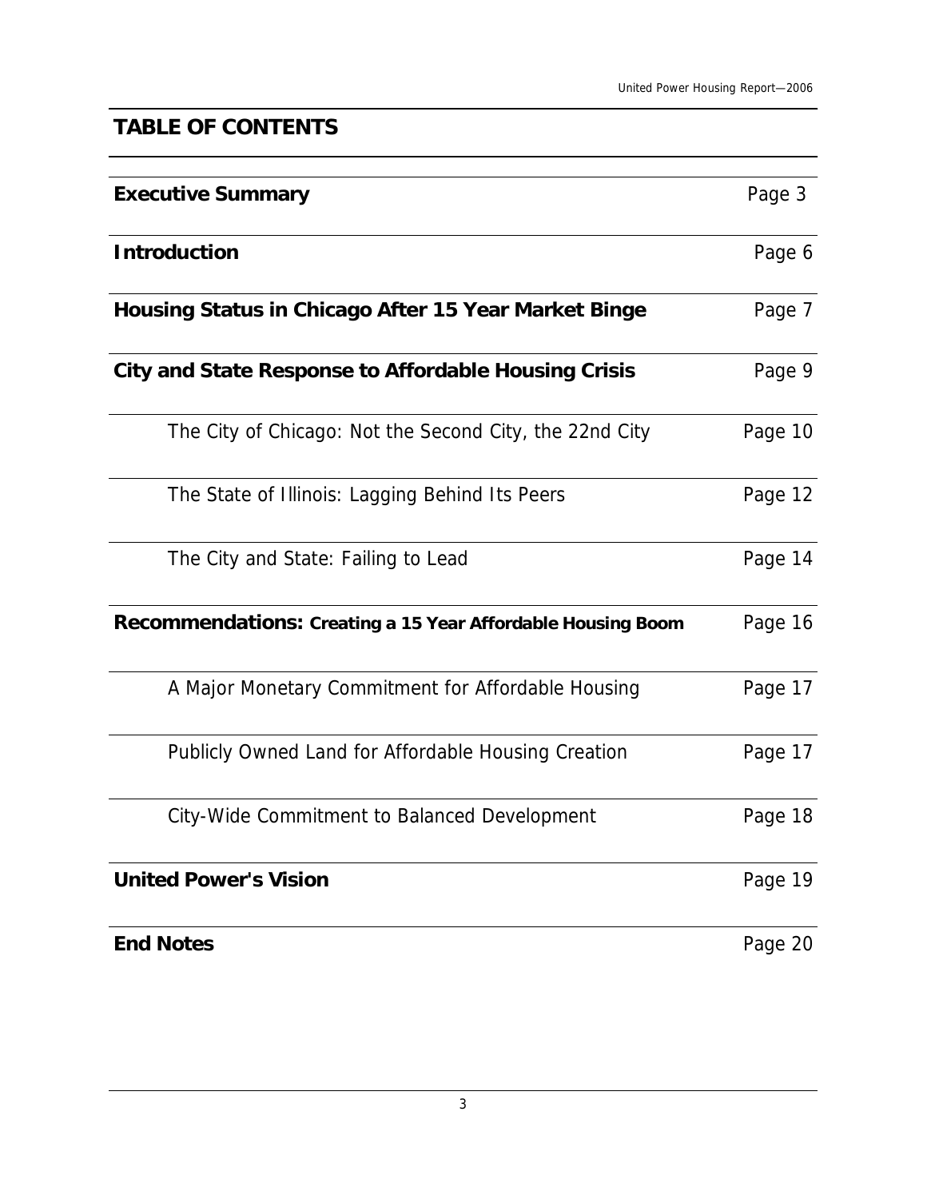## TABLE OF CONTENTS

| | |
|---|---|
| **Executive Summary** | Page 3 |
| **Introduction** | Page 6 |
| **Housing Status in Chicago After 15 Year Market Binge** | Page 7 |
| **City and State Response to Affordable Housing Crisis** | Page 9 |
| The City of Chicago: Not the Second City, the 22nd City | Page 10 |
| The State of Illinois: Lagging Behind Its Peers | Page 12 |
| The City and State: Failing to Lead | Page 14 |
| **Recommendations: Creating a 15 Year Affordable Housing Boom** | Page 16 |
| A Major Monetary Commitment for Affordable Housing | Page 17 |
| Publicly Owned Land for Affordable Housing Creation | Page 17 |
| City-Wide Commitment to Balanced Development | Page 18 |
| **United Power's Vision** | Page 19 |
| **End Notes** | Page 20 |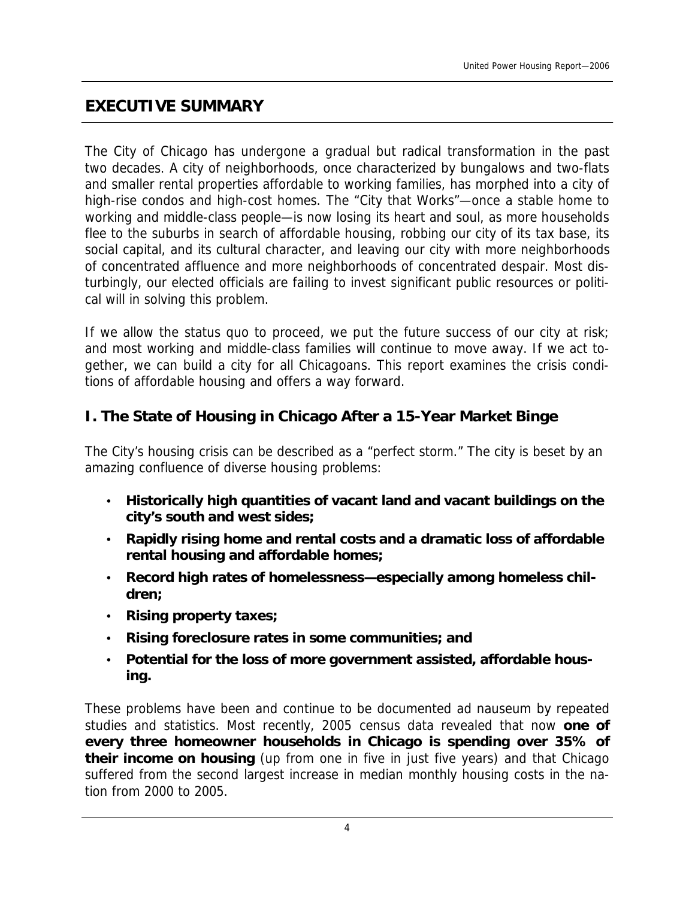# EXECUTIVE SUMMARY

The City of Chicago has undergone a gradual but radical transformation in the past two decades. A city of neighborhoods, once characterized by bungalows and two-flats and smaller rental properties affordable to working families, has morphed into a city of high-rise condos and high-cost homes. The "City that Works"—once a stable home to working and middle-class people—is now losing its heart and soul, as more households flee to the suburbs in search of affordable housing, robbing our city of its tax base, its social capital, and its cultural character, and leaving our city with more neighborhoods of concentrated affluence and more neighborhoods of concentrated despair. Most disturbingly, our elected officials are failing to invest significant public resources or political will in solving this problem.

If we allow the status quo to proceed, we put the future success of our city at risk; and most working and middle-class families will continue to move away. If we act together, we can build a city for all Chicagoans. This report examines the crisis conditions of affordable housing and offers a way forward.

## I. The State of Housing in Chicago After a 15-Year Market Binge

The City's housing crisis can be described as a "perfect storm." The city is beset by an amazing confluence of diverse housing problems:

- **Historically high quantities of vacant land and vacant buildings on the city's south and west sides;**
- **Rapidly rising home and rental costs and a dramatic loss of affordable rental housing and affordable homes;**
- **Record high rates of homelessness—especially among homeless children;**
- **Rising property taxes;**
- **Rising foreclosure rates in some communities; and**
- **Potential for the loss of more government assisted, affordable housing.**

These problems have been and continue to be documented ad nauseum by repeated studies and statistics. Most recently, 2005 census data revealed that now **one of every three homeowner households in Chicago is spending over 35% of their income on housing** (up from one in five in just five years) and that Chicago suffered from the second largest increase in median monthly housing costs in the nation from 2000 to 2005.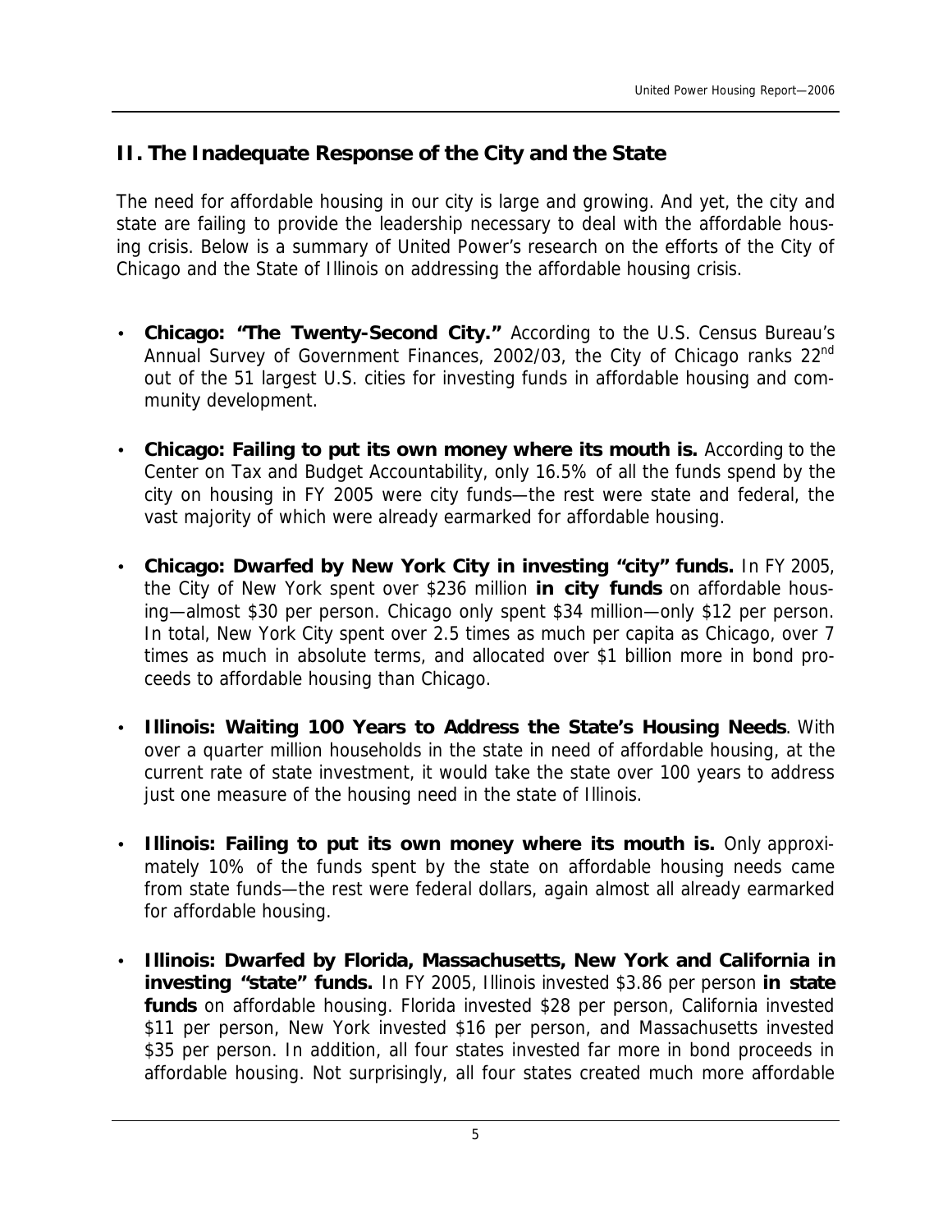## II. The Inadequate Response of the City and the State

The need for affordable housing in our city is large and growing. And yet, the city and state are failing to provide the leadership necessary to deal with the affordable housing crisis. Below is a summary of United Power's research on the efforts of the City of Chicago and the State of Illinois on addressing the affordable housing crisis.

- **Chicago: "The Twenty-Second City."** According to the U.S. Census Bureau's Annual Survey of Government Finances, 2002/03, the City of Chicago ranks 22nd out of the 51 largest U.S. cities for investing funds in affordable housing and community development.

- **Chicago: Failing to put its own money where its mouth is.** According to the Center on Tax and Budget Accountability, only 16.5% of all the funds spend by the city on housing in FY 2005 were city funds—the rest were state and federal, the vast majority of which were already earmarked for affordable housing.

- **Chicago: Dwarfed by New York City in investing "city" funds.** In FY 2005, the City of New York spent over $236 million **in city funds** on affordable housing—almost $30 per person. Chicago only spent $34 million—only $12 per person. In total, New York City spent over 2.5 times as much per capita as Chicago, over 7 times as much in absolute terms, and allocated over $1 billion more in bond proceeds to affordable housing than Chicago.

- **Illinois: Waiting 100 Years to Address the State's Housing Needs**. With over a quarter million households in the state in need of affordable housing, at the current rate of state investment, it would take the state over 100 years to address just one measure of the housing need in the state of Illinois.

- **Illinois: Failing to put its own money where its mouth is.** Only approximately 10% of the funds spent by the state on affordable housing needs came from state funds—the rest were federal dollars, again almost all already earmarked for affordable housing.

- **Illinois: Dwarfed by Florida, Massachusetts, New York and California in investing "state" funds.** In FY 2005, Illinois invested $3.86 per person **in state funds** on affordable housing. Florida invested $28 per person, California invested $11 per person, New York invested $16 per person, and Massachusetts invested $35 per person. In addition, all four states invested far more in bond proceeds in affordable housing. Not surprisingly, all four states created much more affordable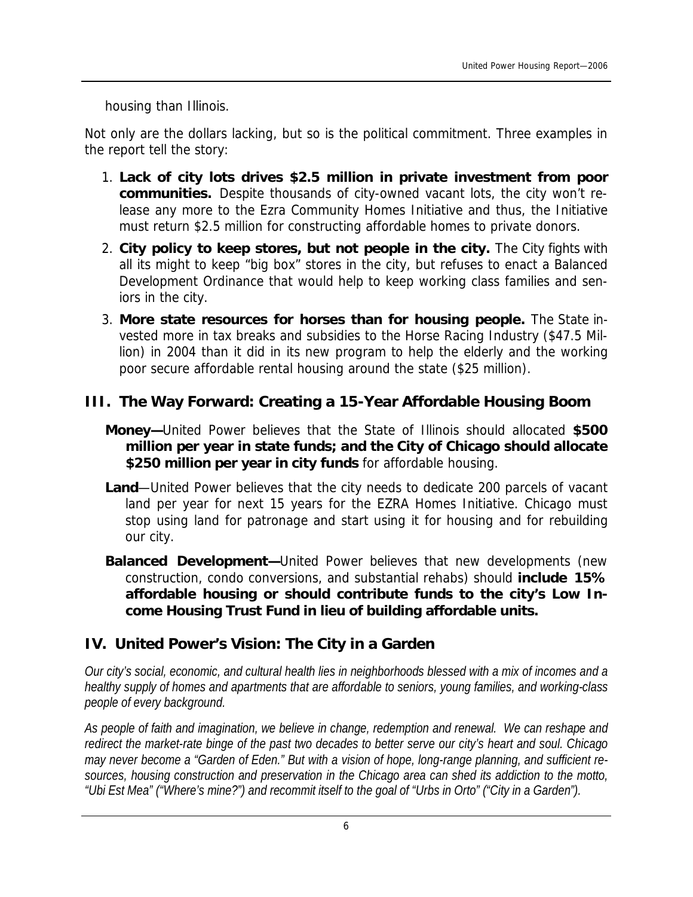housing than Illinois.

Not only are the dollars lacking, but so is the political commitment. Three examples in the report tell the story:

1. **Lack of city lots drives $2.5 million in private investment from poor communities.** Despite thousands of city-owned vacant lots, the city won't release any more to the Ezra Community Homes Initiative and thus, the Initiative must return $2.5 million for constructing affordable homes to private donors.
2. **City policy to keep stores, but not people in the city.** The City fights with all its might to keep "big box" stores in the city, but refuses to enact a Balanced Development Ordinance that would help to keep working class families and seniors in the city.
3. **More state resources for horses than for housing people.** The State invested more in tax breaks and subsidies to the Horse Racing Industry ($47.5 Million) in 2004 than it did in its new program to help the elderly and the working poor secure affordable rental housing around the state ($25 million).

## III. The Way Forward: Creating a 15-Year Affordable Housing Boom

**Money—**United Power believes that the State of Illinois should allocated **$500 million per year in state funds; and the City of Chicago should allocate $250 million per year in city funds** for affordable housing.

**Land**—United Power believes that the city needs to dedicate 200 parcels of vacant land per year for next 15 years for the EZRA Homes Initiative. Chicago must stop using land for patronage and start using it for housing and for rebuilding our city.

**Balanced Development—**United Power believes that new developments (new construction, condo conversions, and substantial rehabs) should **include 15% affordable housing or should contribute funds to the city's Low Income Housing Trust Fund in lieu of building affordable units.**

## IV. United Power's Vision: The City in a Garden

*Our city's social, economic, and cultural health lies in neighborhoods blessed with a mix of incomes and a healthy supply of homes and apartments that are affordable to seniors, young families, and working-class people of every background.*

*As people of faith and imagination, we believe in change, redemption and renewal. We can reshape and redirect the market-rate binge of the past two decades to better serve our city's heart and soul. Chicago may never become a "Garden of Eden." But with a vision of hope, long-range planning, and sufficient resources, housing construction and preservation in the Chicago area can shed its addiction to the motto, "Ubi Est Mea" ("Where's mine?") and recommit itself to the goal of "Urbs in Orto" ("City in a Garden").*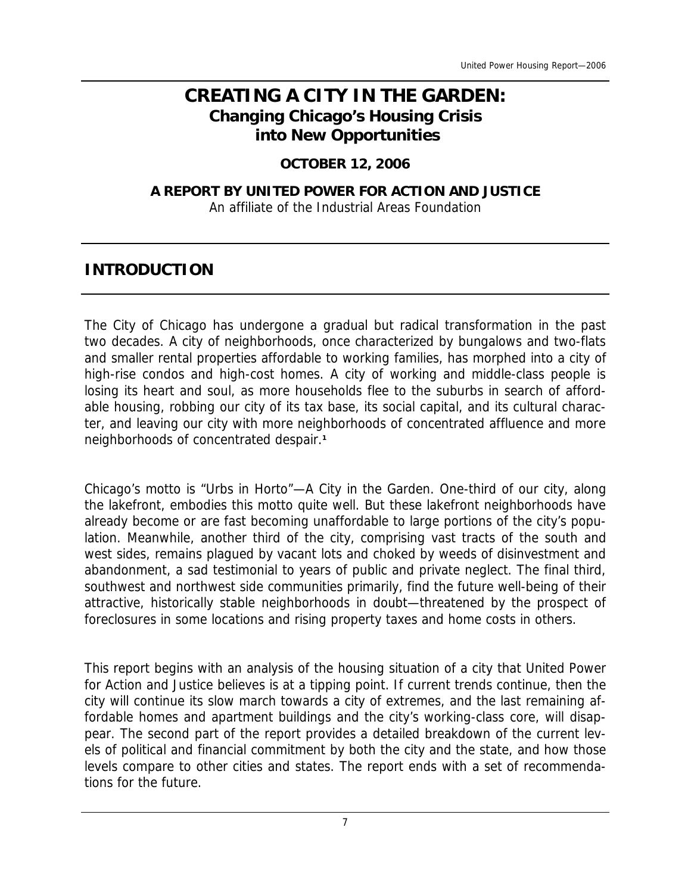# CREATING A CITY IN THE GARDEN:
## Changing Chicago's Housing Crisis into New Opportunities

**OCTOBER 12, 2006**

**A REPORT BY UNITED POWER FOR ACTION AND JUSTICE**
An affiliate of the Industrial Areas Foundation

## INTRODUCTION

The City of Chicago has undergone a gradual but radical transformation in the past two decades. A city of neighborhoods, once characterized by bungalows and two-flats and smaller rental properties affordable to working families, has morphed into a city of high-rise condos and high-cost homes. A city of working and middle-class people is losing its heart and soul, as more households flee to the suburbs in search of affordable housing, robbing our city of its tax base, its social capital, and its cultural character, and leaving our city with more neighborhoods of concentrated affluence and more neighborhoods of concentrated despair.[1]

Chicago's motto is "Urbs in Horto"—A City in the Garden. One-third of our city, along the lakefront, embodies this motto quite well. But these lakefront neighborhoods have already become or are fast becoming unaffordable to large portions of the city's population. Meanwhile, another third of the city, comprising vast tracts of the south and west sides, remains plagued by vacant lots and choked by weeds of disinvestment and abandonment, a sad testimonial to years of public and private neglect. The final third, southwest and northwest side communities primarily, find the future well-being of their attractive, historically stable neighborhoods in doubt—threatened by the prospect of foreclosures in some locations and rising property taxes and home costs in others.

This report begins with an analysis of the housing situation of a city that United Power for Action and Justice believes is at a tipping point. If current trends continue, then the city will continue its slow march towards a city of extremes, and the last remaining affordable homes and apartment buildings and the city's working-class core, will disappear. The second part of the report provides a detailed breakdown of the current levels of political and financial commitment by both the city and the state, and how those levels compare to other cities and states. The report ends with a set of recommendations for the future.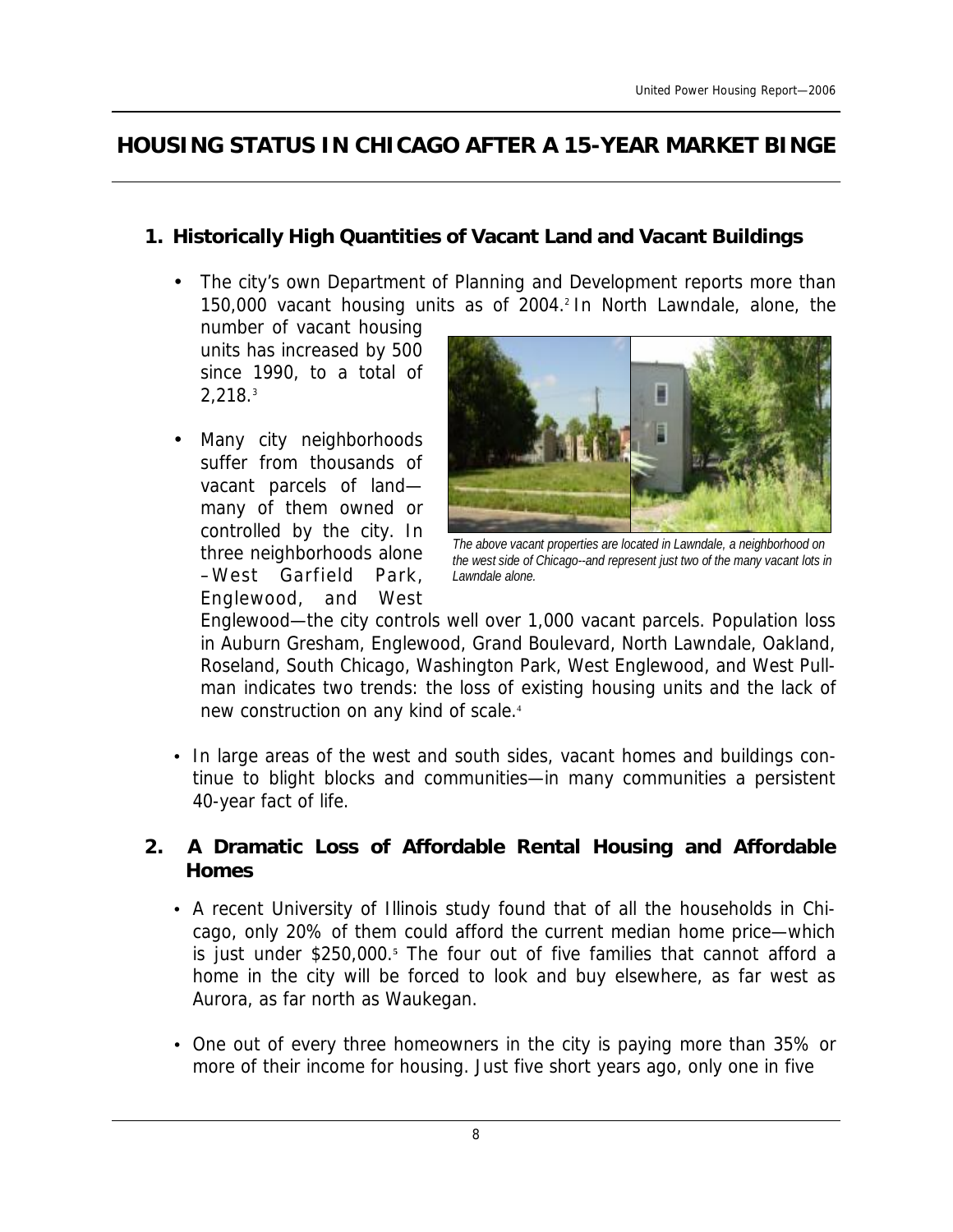# HOUSING STATUS IN CHICAGO AFTER A 15-YEAR MARKET BINGE

## 1. Historically High Quantities of Vacant Land and Vacant Buildings

- The city's own Department of Planning and Development reports more than 150,000 vacant housing units as of 2004.[2] In North Lawndale, alone, the number of vacant housing units has increased by 500 since 1990, to a total of 2,218.[3]

- Many city neighborhoods suffer from thousands of vacant parcels of land—many of them owned or controlled by the city. In three neighborhoods alone –West Garfield Park, Englewood, and West Englewood—the city controls well over 1,000 vacant parcels. Population loss in Auburn Gresham, Englewood, Grand Boulevard, North Lawndale, Oakland, Roseland, South Chicago, Washington Park, West Englewood, and West Pullman indicates two trends: the loss of existing housing units and the lack of new construction on any kind of scale.[4]

*The above vacant properties are located in Lawndale, a neighborhood on the west side of Chicago--and represent just two of the many vacant lots in Lawndale alone.*

- In large areas of the west and south sides, vacant homes and buildings continue to blight blocks and communities—in many communities a persistent 40-year fact of life.

## 2. A Dramatic Loss of Affordable Rental Housing and Affordable Homes

- A recent University of Illinois study found that of all the households in Chicago, only 20% of them could afford the current median home price—which is just under \$250,000.[5] The four out of five families that cannot afford a home in the city will be forced to look and buy elsewhere, as far west as Aurora, as far north as Waukegan.

- One out of every three homeowners in the city is paying more than 35% or more of their income for housing. Just five short years ago, only one in five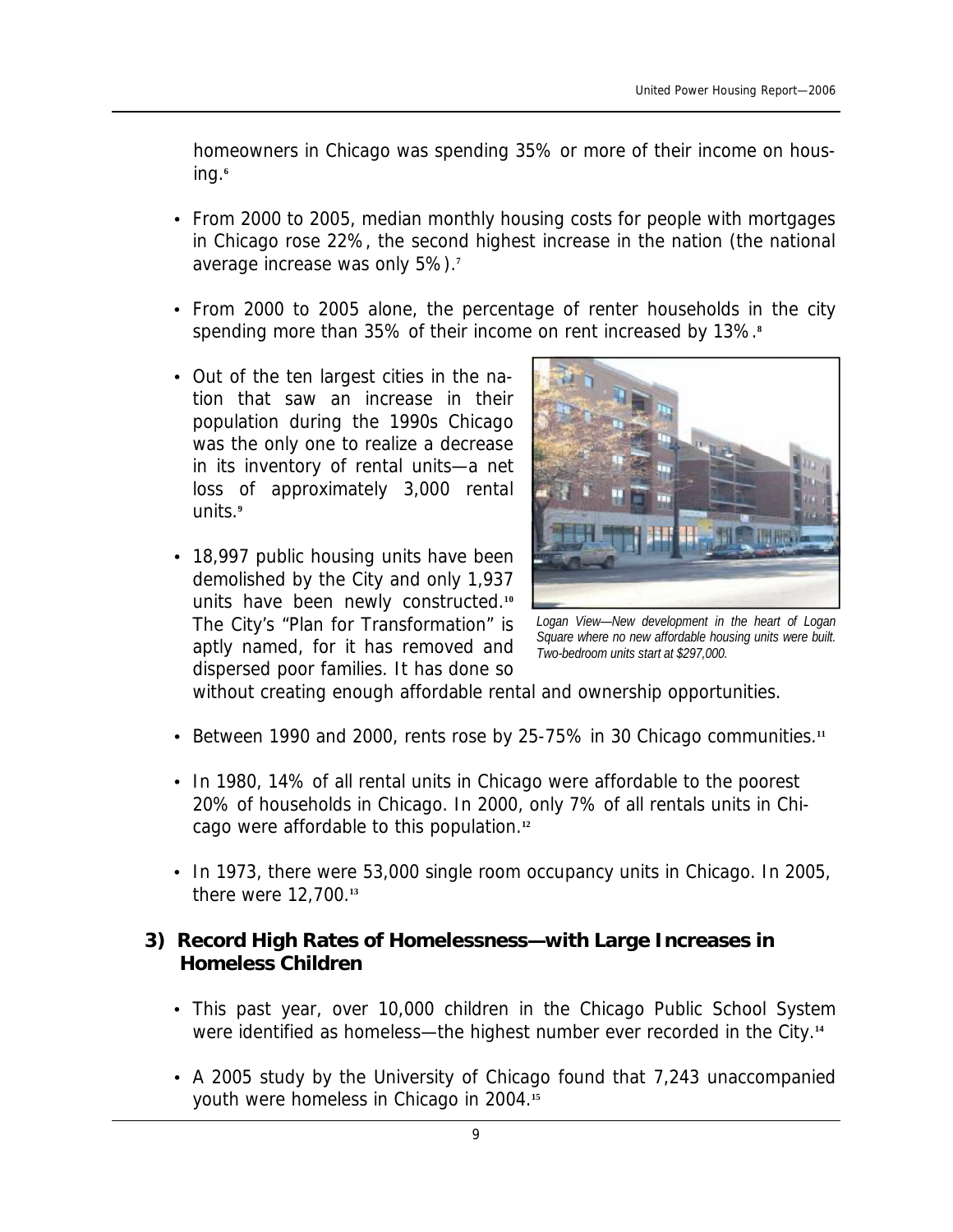homeowners in Chicago was spending 35% or more of their income on housing.[6]

- From 2000 to 2005, median monthly housing costs for people with mortgages in Chicago rose 22%, the second highest increase in the nation (the national average increase was only 5%).[7]

- From 2000 to 2005 alone, the percentage of renter households in the city spending more than 35% of their income on rent increased by 13%.[8]

- Out of the ten largest cities in the nation that saw an increase in their population during the 1990s Chicago was the only one to realize a decrease in its inventory of rental units—a net loss of approximately 3,000 rental units.[9]

- 18,997 public housing units have been demolished by the City and only 1,937 units have been newly constructed.[10] The City's "Plan for Transformation" is aptly named, for it has removed and dispersed poor families. It has done so without creating enough affordable rental and ownership opportunities.

*Logan View—New development in the heart of Logan Square where no new affordable housing units were built. Two-bedroom units start at $297,000.*

- Between 1990 and 2000, rents rose by 25-75% in 30 Chicago communities.[11]

- In 1980, 14% of all rental units in Chicago were affordable to the poorest 20% of households in Chicago. In 2000, only 7% of all rentals units in Chicago were affordable to this population.[12]

- In 1973, there were 53,000 single room occupancy units in Chicago. In 2005, there were 12,700.[13]

### 3) Record High Rates of Homelessness—with Large Increases in Homeless Children

- This past year, over 10,000 children in the Chicago Public School System were identified as homeless—the highest number ever recorded in the City.[14]

- A 2005 study by the University of Chicago found that 7,243 unaccompanied youth were homeless in Chicago in 2004.[15]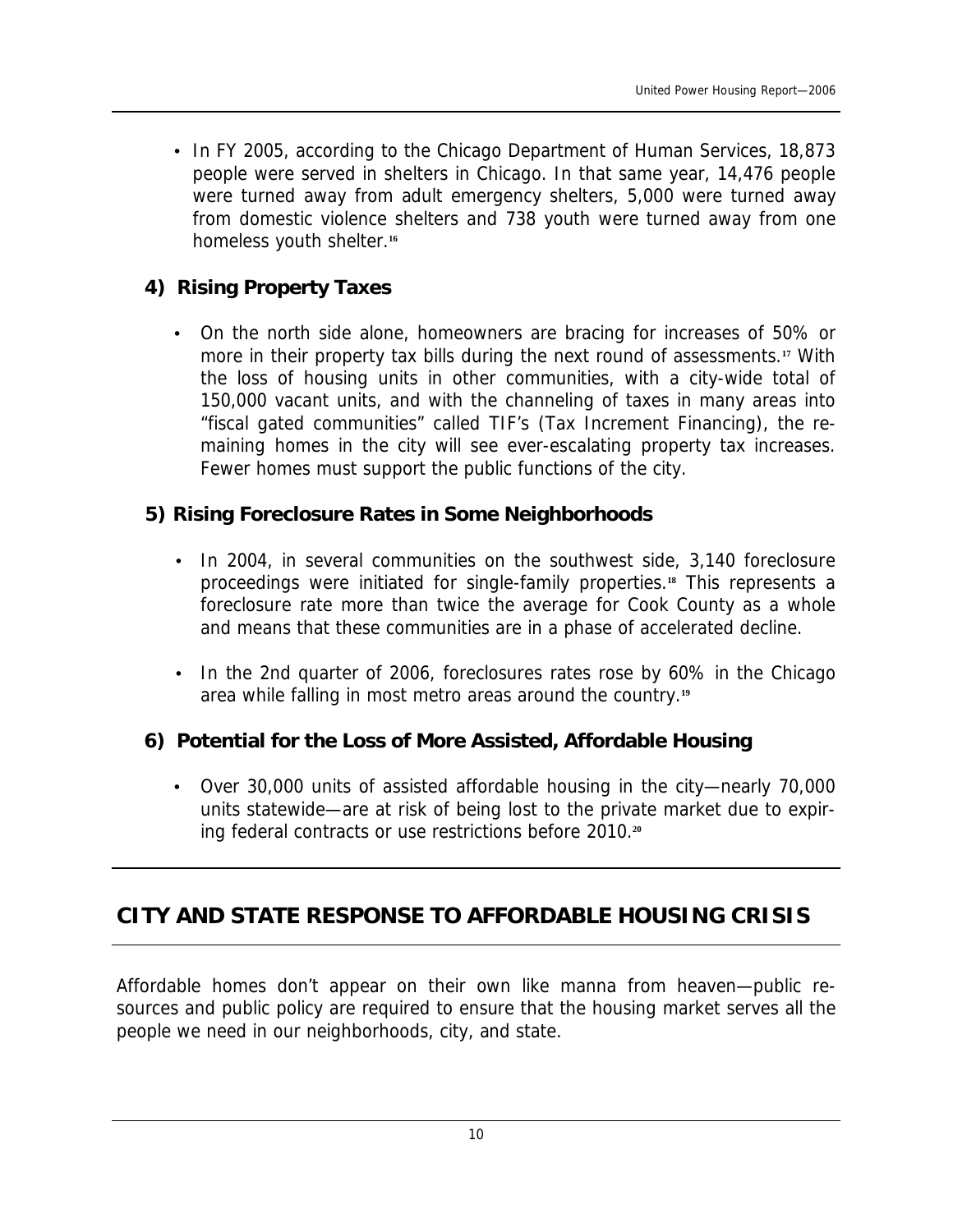- In FY 2005, according to the Chicago Department of Human Services, 18,873 people were served in shelters in Chicago. In that same year, 14,476 people were turned away from adult emergency shelters, 5,000 were turned away from domestic violence shelters and 738 youth were turned away from one homeless youth shelter.[16]

### 4) Rising Property Taxes

- On the north side alone, homeowners are bracing for increases of 50% or more in their property tax bills during the next round of assessments.[17] With the loss of housing units in other communities, with a city-wide total of 150,000 vacant units, and with the channeling of taxes in many areas into "fiscal gated communities" called TIF's (Tax Increment Financing), the remaining homes in the city will see ever-escalating property tax increases. Fewer homes must support the public functions of the city.

### 5) Rising Foreclosure Rates in Some Neighborhoods

- In 2004, in several communities on the southwest side, 3,140 foreclosure proceedings were initiated for single-family properties.[18] This represents a foreclosure rate more than twice the average for Cook County as a whole and means that these communities are in a phase of accelerated decline.
- In the 2nd quarter of 2006, foreclosures rates rose by 60% in the Chicago area while falling in most metro areas around the country.[19]

### 6) Potential for the Loss of More Assisted, Affordable Housing

- Over 30,000 units of assisted affordable housing in the city—nearly 70,000 units statewide—are at risk of being lost to the private market due to expiring federal contracts or use restrictions before 2010.[20]

## CITY AND STATE RESPONSE TO AFFORDABLE HOUSING CRISIS

Affordable homes don't appear on their own like manna from heaven—public resources and public policy are required to ensure that the housing market serves all the people we need in our neighborhoods, city, and state.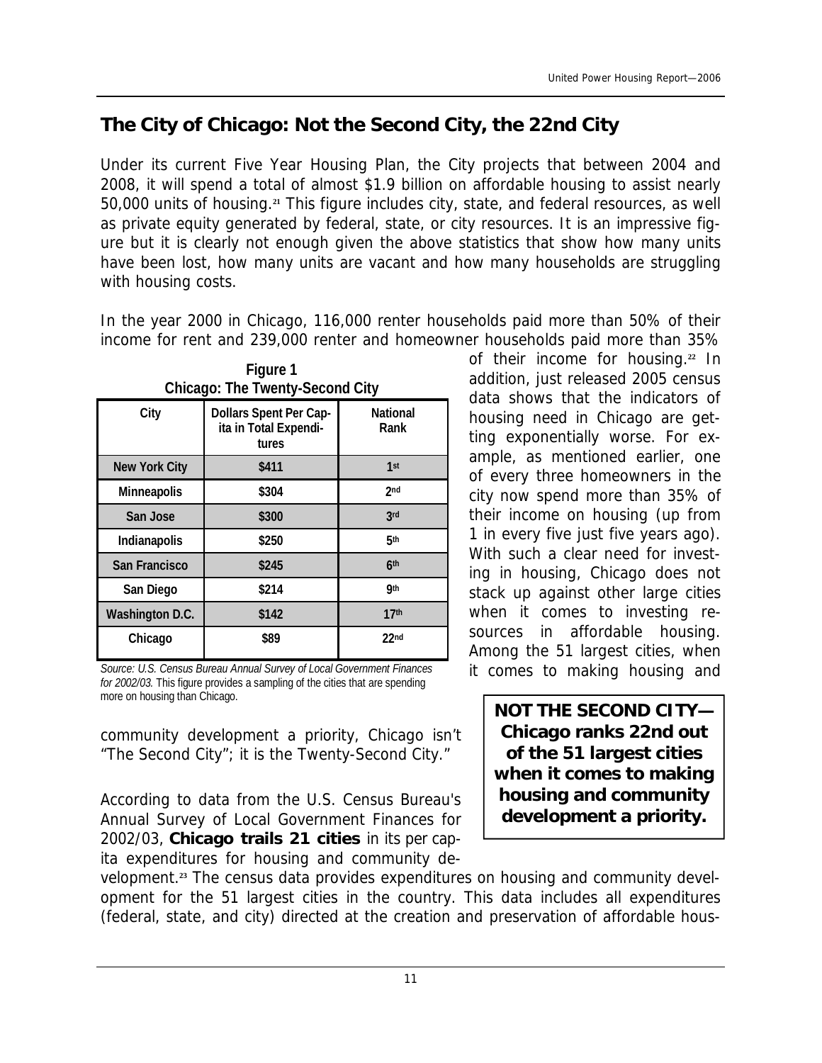## The City of Chicago: Not the Second City, the 22nd City

Under its current Five Year Housing Plan, the City projects that between 2004 and 2008, it will spend a total of almost $1.9 billion on affordable housing to assist nearly 50,000 units of housing.[21] This figure includes city, state, and federal resources, as well as private equity generated by federal, state, or city resources. It is an impressive figure but it is clearly not enough given the above statistics that show how many units have been lost, how many units are vacant and how many households are struggling with housing costs.

In the year 2000 in Chicago, 116,000 renter households paid more than 50% of their income for rent and 239,000 renter and homeowner households paid more than 35% of their income for housing.[22] In addition, just released 2005 census data shows that the indicators of housing need in Chicago are getting exponentially worse. For example, as mentioned earlier, one of every three homeowners in the city now spend more than 35% of their income on housing (up from 1 in every five just five years ago). With such a clear need for investing in housing, Chicago does not stack up against other large cities when it comes to investing resources in affordable housing. Among the 51 largest cities, when it comes to making housing and community development a priority, Chicago isn't "The Second City"; it is the Twenty-Second City."

**Figure 1**
**Chicago: The Twenty-Second City**

| City | Dollars Spent Per Capita in Total Expenditures | National Rank |
|---|---|---|
| New York City | $411 | 1st |
| Minneapolis | $304 | 2nd |
| San Jose | $300 | 3rd |
| Indianapolis | $250 | 5th |
| San Francisco | $245 | 6th |
| San Diego | $214 | 9th |
| Washington D.C. | $142 | 17th |
| Chicago | $89 | 22nd |

*Source: U.S. Census Bureau Annual Survey of Local Government Finances for 2002/03.* This figure provides a sampling of the cities that are spending more on housing than Chicago.

**NOT THE SECOND CITY—Chicago ranks 22nd out of the 51 largest cities when it comes to making housing and community development a priority.**

According to data from the U.S. Census Bureau's Annual Survey of Local Government Finances for 2002/03, **Chicago trails 21 cities** in its per capita expenditures for housing and community development.[23] The census data provides expenditures on housing and community development for the 51 largest cities in the country. This data includes all expenditures (federal, state, and city) directed at the creation and preservation of affordable hous-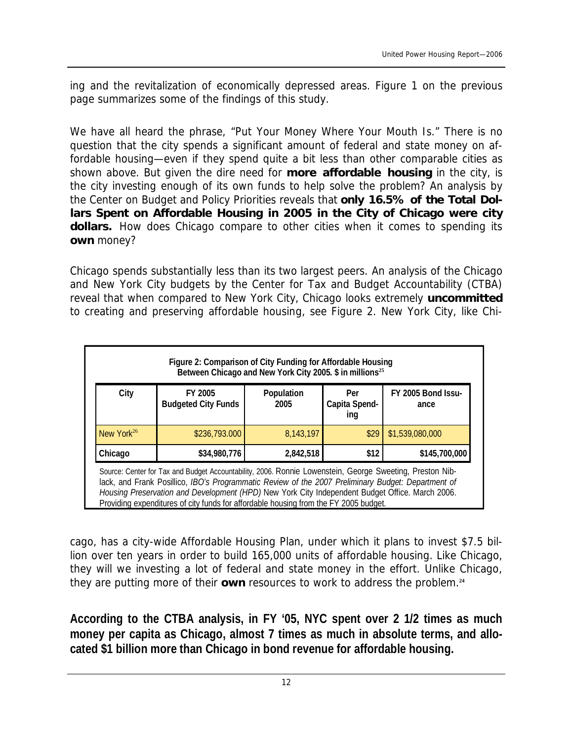ing and the revitalization of economically depressed areas. Figure 1 on the previous page summarizes some of the findings of this study.

We have all heard the phrase, "Put Your Money Where Your Mouth Is." There is no question that the city spends a significant amount of federal and state money on affordable housing—even if they spend quite a bit less than other comparable cities as shown above. But given the dire need for **more affordable housing** in the city, is the city investing enough of its own funds to help solve the problem? An analysis by the Center on Budget and Policy Priorities reveals that **only 16.5% of the Total Dollars Spent on Affordable Housing in 2005 in the City of Chicago were city dollars.** How does Chicago compare to other cities when it comes to spending its **own** money?

Chicago spends substantially less than its two largest peers. An analysis of the Chicago and New York City budgets by the Center for Tax and Budget Accountability (CTBA) reveal that when compared to New York City, Chicago looks extremely **uncommitted** to creating and preserving affordable housing, see Figure 2. New York City, like Chicago, has a city-wide Affordable Housing Plan, under which it plans to invest $7.5 billion over ten years in order to build 165,000 units of affordable housing. Like Chicago, they will we investing a lot of federal and state money in the effort. Unlike Chicago, they are putting more of their **own** resources to work to address the problem.[24]

**Figure 2: Comparison of City Funding for Affordable Housing Between Chicago and New York City 2005. $ in millions[25]**

| City | FY 2005 Budgeted City Funds | Population 2005 | Per Capita Spending | FY 2005 Bond Issuance |
|---|---|---|---|---|
| New York[26] | $236,793.000 | 8,143,197 | $29 | $1,539,080,000 |
| Chicago | $34,980,776 | 2,842,518 | $12 | $145,700,000 |

Source: Center for Tax and Budget Accountability, 2006. Ronnie Lowenstein, George Sweeting, Preston Niblack, and Frank Posillico, *IBO's Programmatic Review of the 2007 Preliminary Budget: Department of Housing Preservation and Development (HPD)* New York City Independent Budget Office. March 2006. Providing expenditures of city funds for affordable housing from the FY 2005 budget.

**According to the CTBA analysis, in FY '05, NYC spent over 2 1/2 times as much money per capita as Chicago, almost 7 times as much in absolute terms, and allocated $1 billion more than Chicago in bond revenue for affordable housing.**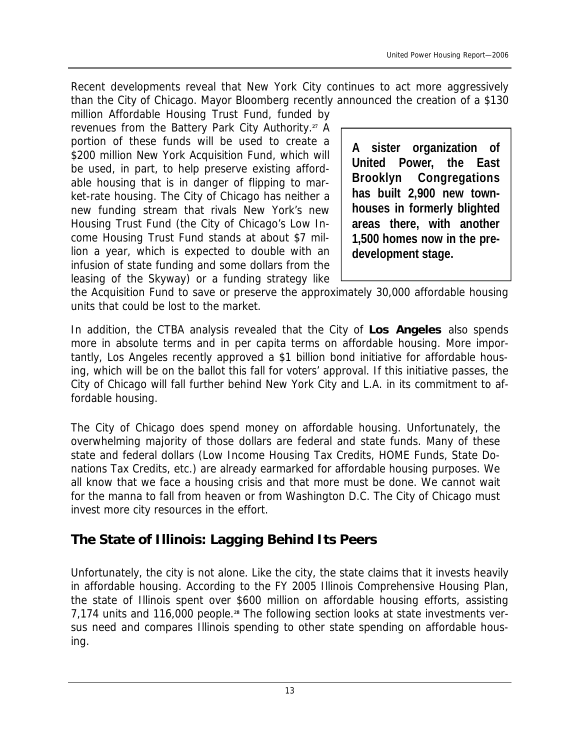Recent developments reveal that New York City continues to act more aggressively than the City of Chicago. Mayor Bloomberg recently announced the creation of a $130 million Affordable Housing Trust Fund, funded by revenues from the Battery Park City Authority.[27] A portion of these funds will be used to create a $200 million New York Acquisition Fund, which will be used, in part, to help preserve existing affordable housing that is in danger of flipping to market-rate housing. The City of Chicago has neither a new funding stream that rivals New York's new Housing Trust Fund (the City of Chicago's Low Income Housing Trust Fund stands at about $7 million a year, which is expected to double with an infusion of state funding and some dollars from the leasing of the Skyway) or a funding strategy like the Acquisition Fund to save or preserve the approximately 30,000 affordable housing units that could be lost to the market.

**A sister organization of United Power, the East Brooklyn Congregations has built 2,900 new townhouses in formerly blighted areas there, with another 1,500 homes now in the predevelopment stage.**

In addition, the CTBA analysis revealed that the City of **Los Angeles** also spends more in absolute terms and in per capita terms on affordable housing. More importantly, Los Angeles recently approved a $1 billion bond initiative for affordable housing, which will be on the ballot this fall for voters' approval. If this initiative passes, the City of Chicago will fall further behind New York City and L.A. in its commitment to affordable housing.

The City of Chicago does spend money on affordable housing. Unfortunately, the overwhelming majority of those dollars are federal and state funds. Many of these state and federal dollars (Low Income Housing Tax Credits, HOME Funds, State Donations Tax Credits, etc.) are already earmarked for affordable housing purposes. We all know that we face a housing crisis and that more must be done. We cannot wait for the manna to fall from heaven or from Washington D.C. The City of Chicago must invest more city resources in the effort.

## The State of Illinois: Lagging Behind Its Peers

Unfortunately, the city is not alone. Like the city, the state claims that it invests heavily in affordable housing. According to the FY 2005 Illinois Comprehensive Housing Plan, the state of Illinois spent over $600 million on affordable housing efforts, assisting 7,174 units and 116,000 people.[28] The following section looks at state investments versus need and compares Illinois spending to other state spending on affordable housing.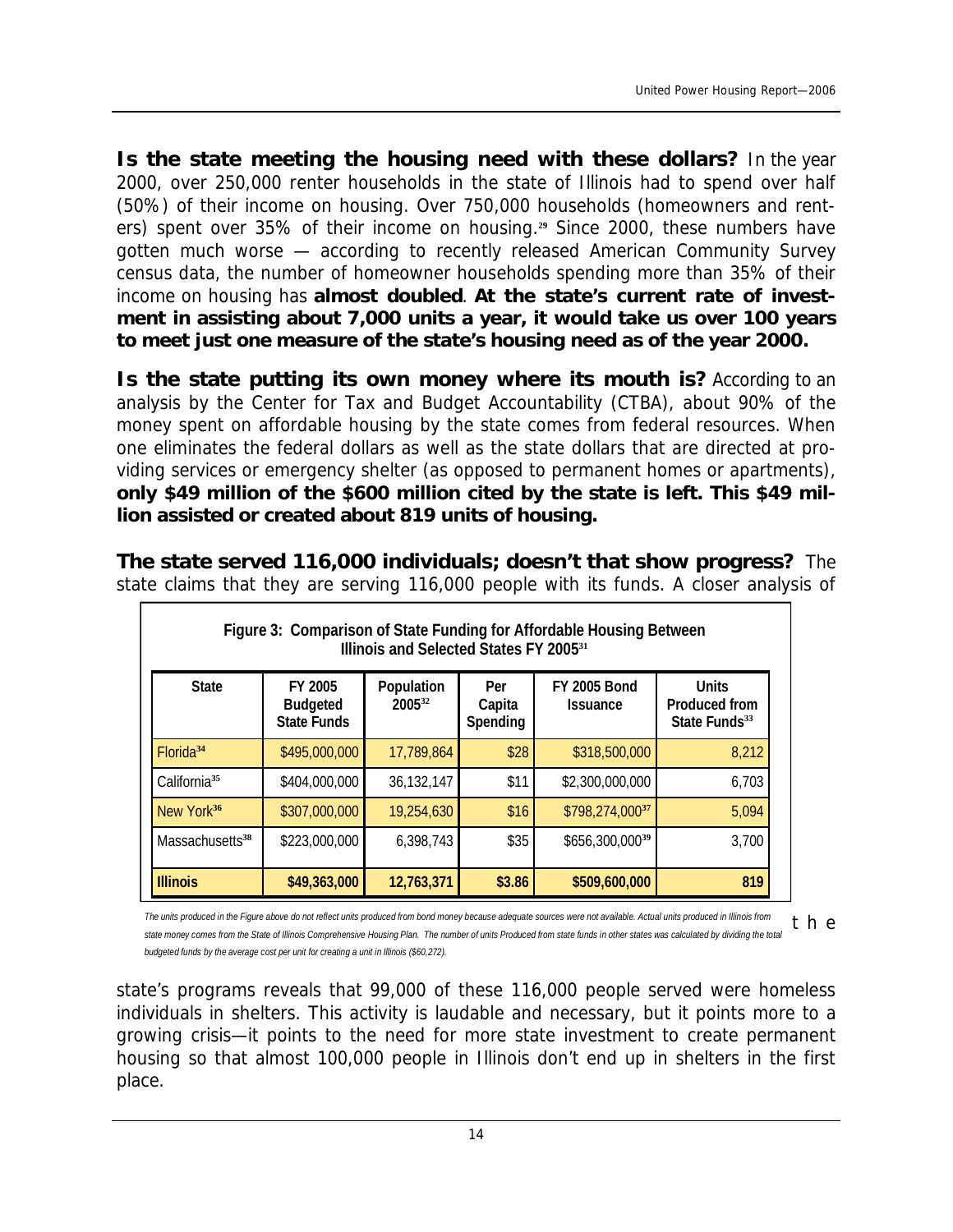**Is the state meeting the housing need with these dollars?** In the year 2000, over 250,000 renter households in the state of Illinois had to spend over half (50%) of their income on housing. Over 750,000 households (homeowners and renters) spent over 35% of their income on housing.[29] Since 2000, these numbers have gotten much worse — according to recently released American Community Survey census data, the number of homeowner households spending more than 35% of their income on housing has **almost doubled**. **At the state's current rate of investment in assisting about 7,000 units a year, it would take us over 100 years to meet just one measure of the state's housing need as of the year 2000.**

**Is the state putting its own money where its mouth is?** According to an analysis by the Center for Tax and Budget Accountability (CTBA), about 90% of the money spent on affordable housing by the state comes from federal resources. When one eliminates the federal dollars as well as the state dollars that are directed at providing services or emergency shelter (as opposed to permanent homes or apartments), **only $49 million of the $600 million cited by the state is left. This $49 million assisted or created about 819 units of housing.**

**The state served 116,000 individuals; doesn't that show progress?** The state claims that they are serving 116,000 people with its funds. A closer analysis of the state's programs reveals that 99,000 of these 116,000 people served were homeless individuals in shelters. This activity is laudable and necessary, but it points more to a growing crisis—it points to the need for more state investment to create permanent housing so that almost 100,000 people in Illinois don't end up in shelters in the first place.

**Figure 3: Comparison of State Funding for Affordable Housing Between Illinois and Selected States FY 2005**[31]

| State | FY 2005 Budgeted State Funds | Population 2005[32] | Per Capita Spending | FY 2005 Bond Issuance | Units Produced from State Funds[33] |
|---|---|---|---|---|---|
| Florida[34] | $495,000,000 | 17,789,864 | $28 | $318,500,000 | 8,212 |
| California[35] | $404,000,000 | 36,132,147 | $11 | $2,300,000,000 | 6,703 |
| New York[36] | $307,000,000 | 19,254,630 | $16 | $798,274,000[37] | 5,094 |
| Massachusetts[38] | $223,000,000 | 6,398,743 | $35 | $656,300,000[39] | 3,700 |
| **Illinois** | **$49,363,000** | **12,763,371** | **$3.86** | **$509,600,000** | **819** |

*The units produced in the Figure above do not reflect units produced from bond money because adequate sources were not available. Actual units produced in Illinois from state money comes from the State of Illinois Comprehensive Housing Plan. The number of units Produced from state funds in other states was calculated by dividing the total budgeted funds by the average cost per unit for creating a unit in Illinois ($60,272).*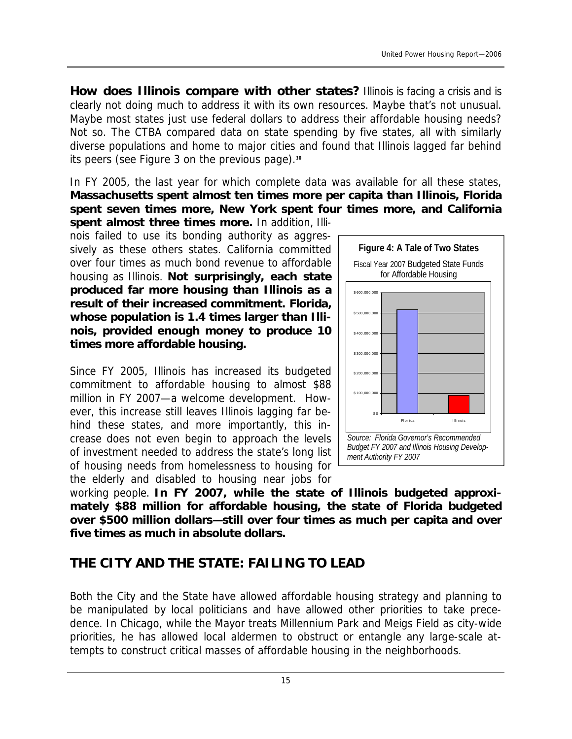**How does Illinois compare with other states?** Illinois is facing a crisis and is clearly not doing much to address it with its own resources. Maybe that's not unusual. Maybe most states just use federal dollars to address their affordable housing needs? Not so. The CTBA compared data on state spending by five states, all with similarly diverse populations and home to major cities and found that Illinois lagged far behind its peers (see Figure 3 on the previous page).[30]

In FY 2005, the last year for which complete data was available for all these states, **Massachusetts spent almost ten times more per capita than Illinois, Florida spent seven times more, New York spent four times more, and California spent almost three times more.** In addition, Illinois failed to use its bonding authority as aggressively as these others states. California committed over four times as much bond revenue to affordable housing as Illinois. **Not surprisingly, each state produced far more housing than Illinois as a result of their increased commitment. Florida, whose population is 1.4 times larger than Illinois, provided enough money to produce 10 times more affordable housing.**

Since FY 2005, Illinois has increased its budgeted commitment to affordable housing to almost $88 million in FY 2007—a welcome development. However, this increase still leaves Illinois lagging far behind these states, and more importantly, this increase does not even begin to approach the levels of investment needed to address the state's long list of housing needs from homelessness to housing for the elderly and disabled to housing near jobs for working people. **In FY 2007, while the state of Illinois budgeted approximately $88 million for affordable housing, the state of Florida budgeted over $500 million dollars—still over four times as much per capita and over five times as much in absolute dollars.**

**Figure 4: A Tale of Two States**

Fiscal Year 2007 Budgeted State Funds for Affordable Housing

| State | Budgeted State Funds (approx.) |
|---|---|
| Florida | over $500,000,000 |
| Illinois | approx. $88,000,000 |

*Source: Florida Governor's Recommended Budget FY 2007 and Illinois Housing Development Authority FY 2007*

## THE CITY AND THE STATE: FAILING TO LEAD

Both the City and the State have allowed affordable housing strategy and planning to be manipulated by local politicians and have allowed other priorities to take precedence. In Chicago, while the Mayor treats Millennium Park and Meigs Field as city-wide priorities, he has allowed local aldermen to obstruct or entangle any large-scale attempts to construct critical masses of affordable housing in the neighborhoods.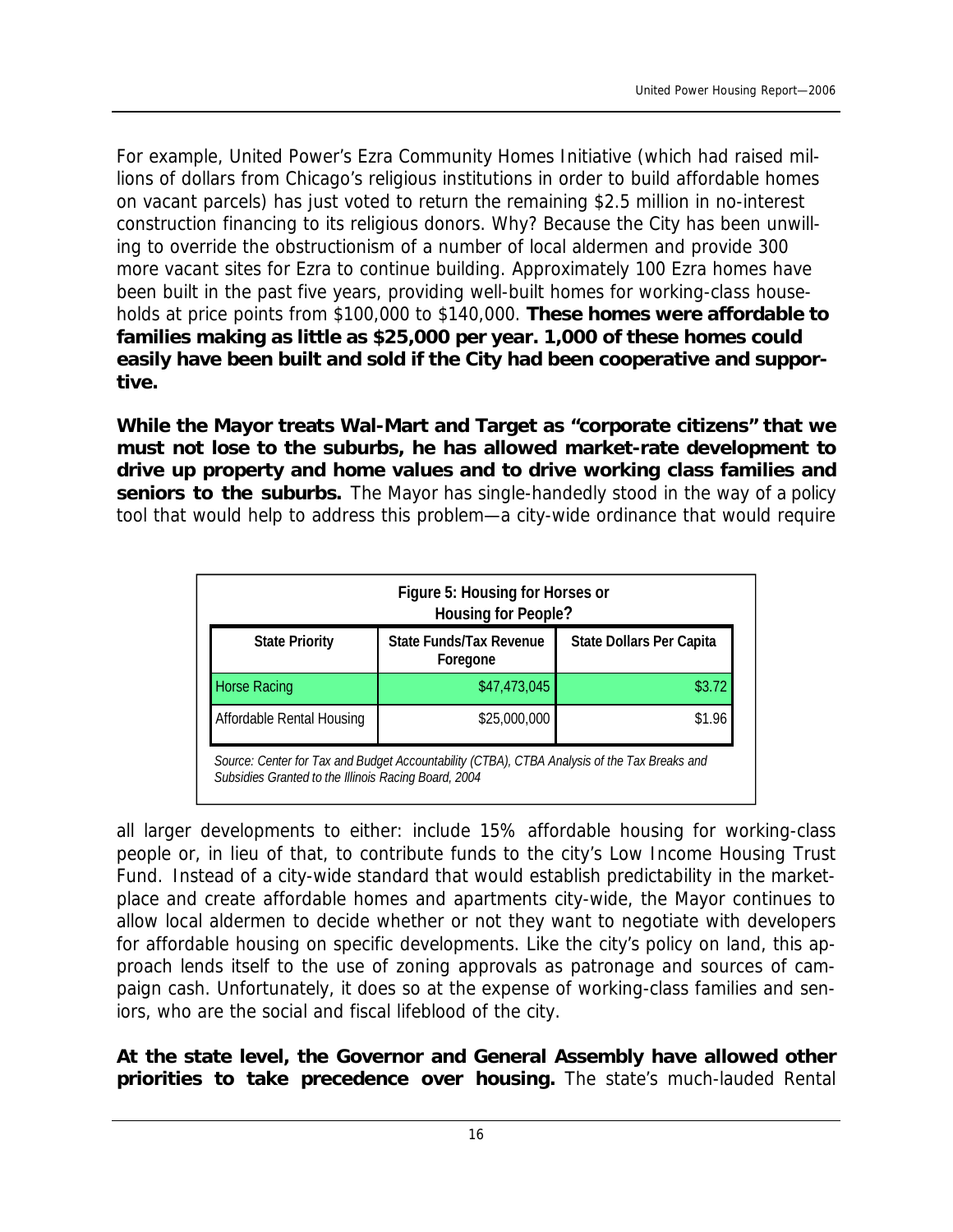For example, United Power's Ezra Community Homes Initiative (which had raised millions of dollars from Chicago's religious institutions in order to build affordable homes on vacant parcels) has just voted to return the remaining $2.5 million in no-interest construction financing to its religious donors. Why? Because the City has been unwilling to override the obstructionism of a number of local aldermen and provide 300 more vacant sites for Ezra to continue building. Approximately 100 Ezra homes have been built in the past five years, providing well-built homes for working-class households at price points from $100,000 to $140,000. **These homes were affordable to families making as little as $25,000 per year. 1,000 of these homes could easily have been built and sold if the City had been cooperative and supportive.**

**While the Mayor treats Wal-Mart and Target as "corporate citizens" that we must not lose to the suburbs, he has allowed market-rate development to drive up property and home values and to drive working class families and seniors to the suburbs.** The Mayor has single-handedly stood in the way of a policy tool that would help to address this problem—a city-wide ordinance that would require all larger developments to either: include 15% affordable housing for working-class people or, in lieu of that, to contribute funds to the city's Low Income Housing Trust Fund. Instead of a city-wide standard that would establish predictability in the marketplace and create affordable homes and apartments city-wide, the Mayor continues to allow local aldermen to decide whether or not they want to negotiate with developers for affordable housing on specific developments. Like the city's policy on land, this approach lends itself to the use of zoning approvals as patronage and sources of campaign cash. Unfortunately, it does so at the expense of working-class families and seniors, who are the social and fiscal lifeblood of the city.

**Figure 5: Housing for Horses or Housing for People?**

| State Priority | State Funds/Tax Revenue Foregone | State Dollars Per Capita |
|---|---|---|
| Horse Racing | $47,473,045 | $3.72 |
| Affordable Rental Housing | $25,000,000 | $1.96 |

*Source: Center for Tax and Budget Accountability (CTBA), CTBA Analysis of the Tax Breaks and Subsidies Granted to the Illinois Racing Board, 2004*

**At the state level, the Governor and General Assembly have allowed other priorities to take precedence over housing.** The state's much-lauded Rental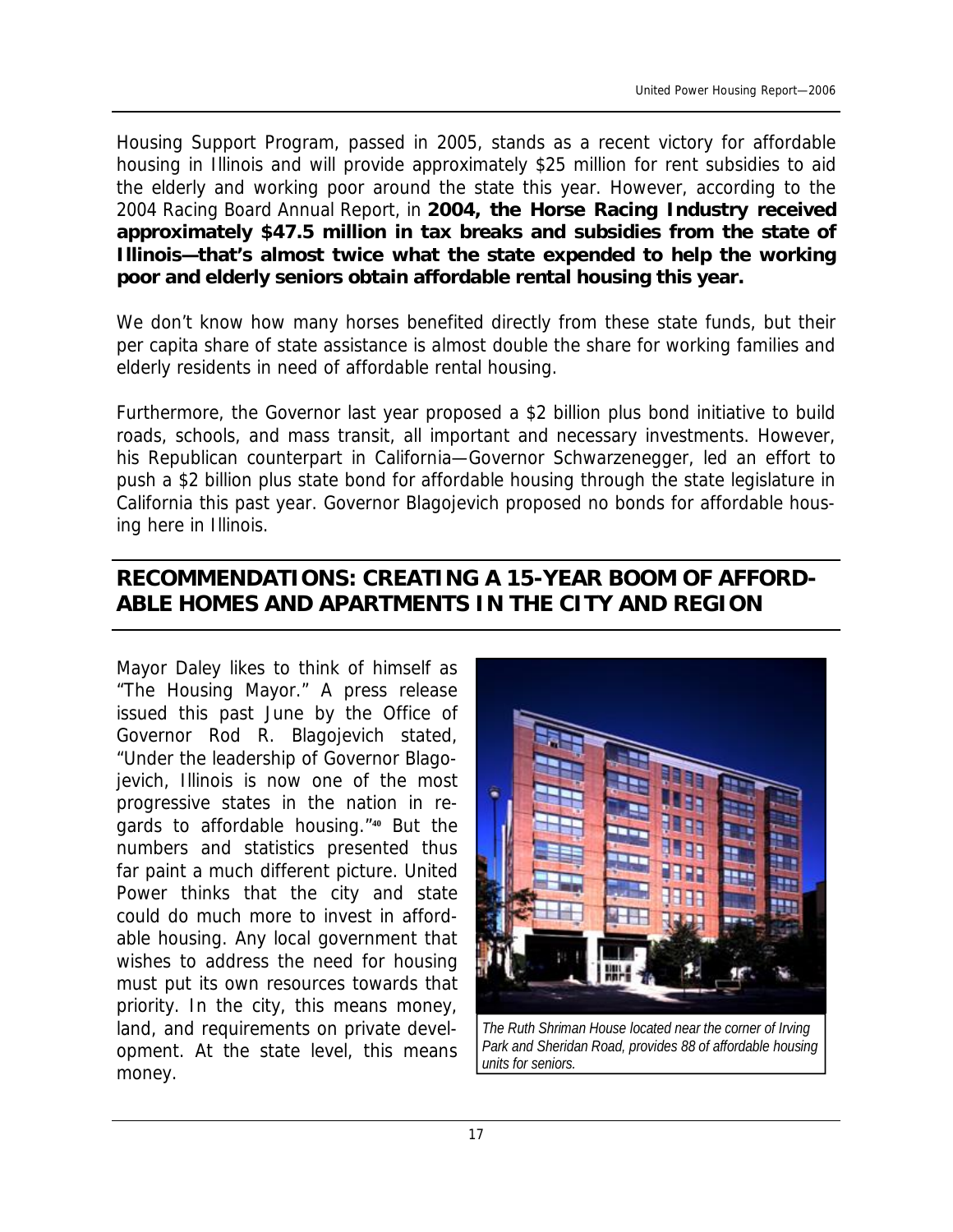Housing Support Program, passed in 2005, stands as a recent victory for affordable housing in Illinois and will provide approximately $25 million for rent subsidies to aid the elderly and working poor around the state this year. However, according to the 2004 Racing Board Annual Report, in **2004, the Horse Racing Industry received approximately $47.5 million in tax breaks and subsidies from the state of Illinois—that's almost twice what the state expended to help the working poor and elderly seniors obtain affordable rental housing this year.**

We don't know how many horses benefited directly from these state funds, but their per capita share of state assistance is almost double the share for working families and elderly residents in need of affordable rental housing.

Furthermore, the Governor last year proposed a $2 billion plus bond initiative to build roads, schools, and mass transit, all important and necessary investments. However, his Republican counterpart in California—Governor Schwarzenegger, led an effort to push a $2 billion plus state bond for affordable housing through the state legislature in California this past year. Governor Blagojevich proposed no bonds for affordable housing here in Illinois.

## RECOMMENDATIONS: CREATING A 15-YEAR BOOM OF AFFORDABLE HOMES AND APARTMENTS IN THE CITY AND REGION

Mayor Daley likes to think of himself as "The Housing Mayor." A press release issued this past June by the Office of Governor Rod R. Blagojevich stated, "Under the leadership of Governor Blagojevich, Illinois is now one of the most progressive states in the nation in regards to affordable housing."[40] But the numbers and statistics presented thus far paint a much different picture. United Power thinks that the city and state could do much more to invest in affordable housing. Any local government that wishes to address the need for housing must put its own resources towards that priority. In the city, this means money, land, and requirements on private development. At the state level, this means money.

*The Ruth Shriman House located near the corner of Irving Park and Sheridan Road, provides 88 of affordable housing units for seniors.*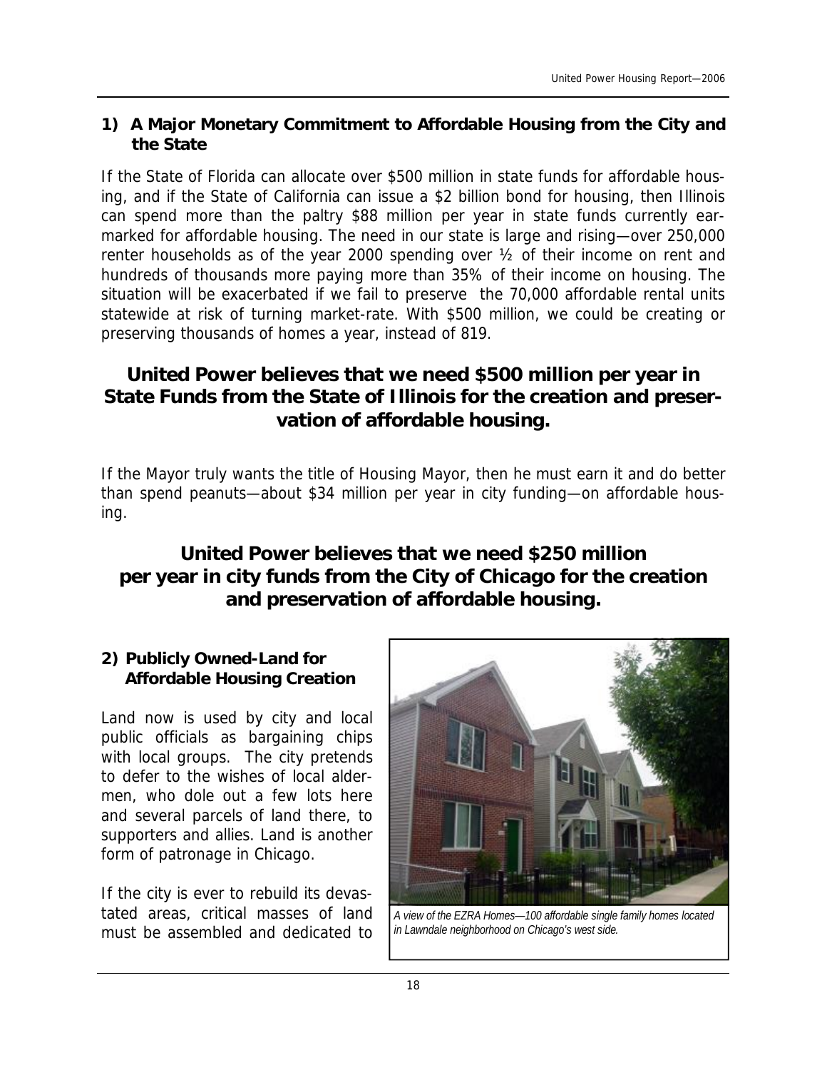## 1) A Major Monetary Commitment to Affordable Housing from the City and the State

If the State of Florida can allocate over $500 million in state funds for affordable housing, and if the State of California can issue a $2 billion bond for housing, then Illinois can spend more than the paltry $88 million per year in state funds currently earmarked for affordable housing. The need in our state is large and rising—over 250,000 renter households as of the year 2000 spending over ½ of their income on rent and hundreds of thousands more paying more than 35% of their income on housing. The situation will be exacerbated if we fail to preserve the 70,000 affordable rental units statewide at risk of turning market-rate. With $500 million, we could be creating or preserving thousands of homes a year, instead of 819.

### United Power believes that we need $500 million per year in State Funds from the State of Illinois for the creation and preservation of affordable housing.

If the Mayor truly wants the title of Housing Mayor, then he must earn it and do better than spend peanuts—about $34 million per year in city funding—on affordable housing.

### United Power believes that we need $250 million per year in city funds from the City of Chicago for the creation and preservation of affordable housing.

## 2) Publicly Owned-Land for Affordable Housing Creation

Land now is used by city and local public officials as bargaining chips with local groups. The city pretends to defer to the wishes of local aldermen, who dole out a few lots here and several parcels of land there, to supporters and allies. Land is another form of patronage in Chicago.

If the city is ever to rebuild its devastated areas, critical masses of land must be assembled and dedicated to

*A view of the EZRA Homes—100 affordable single family homes located in Lawndale neighborhood on Chicago's west side.*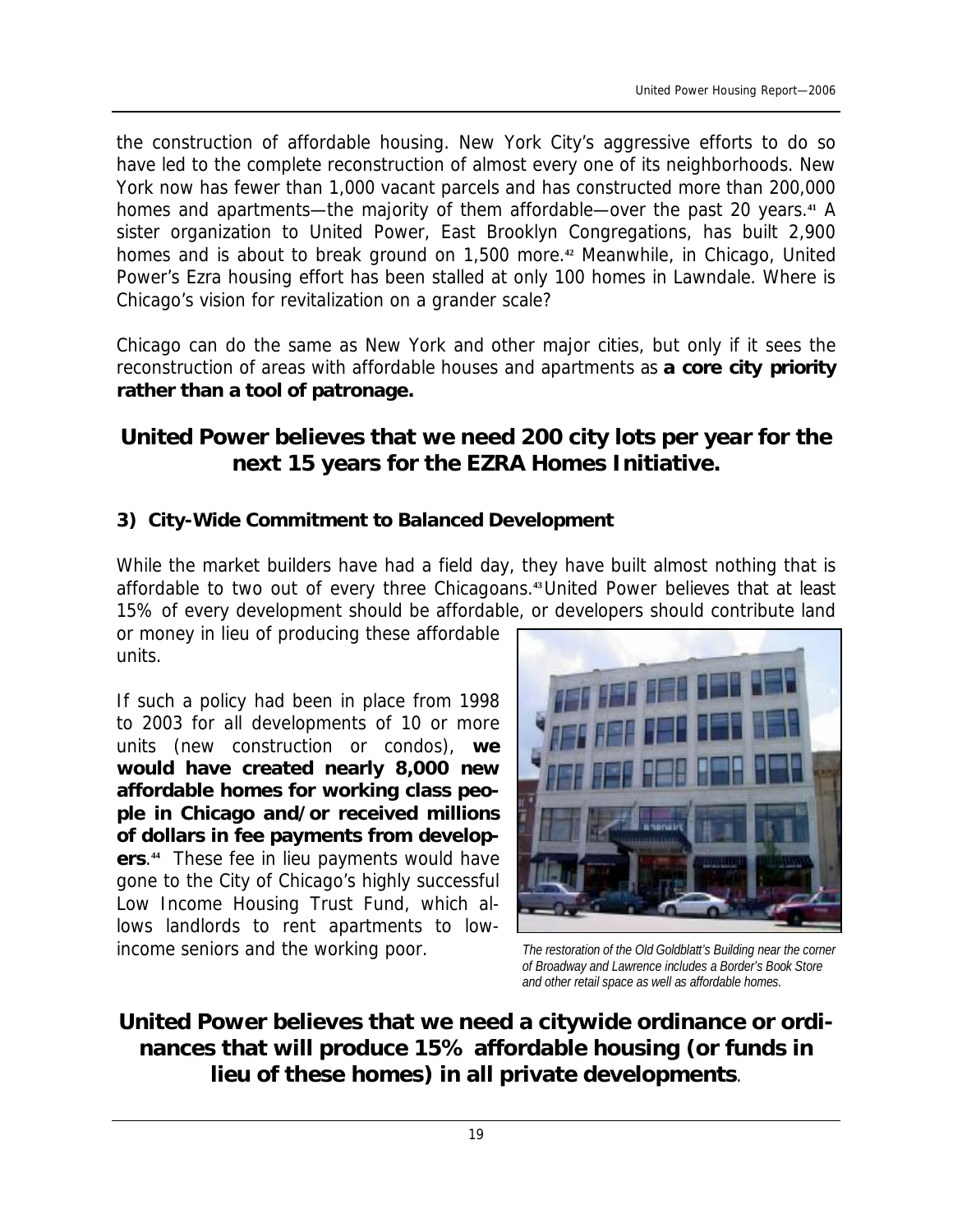the construction of affordable housing. New York City's aggressive efforts to do so have led to the complete reconstruction of almost every one of its neighborhoods. New York now has fewer than 1,000 vacant parcels and has constructed more than 200,000 homes and apartments—the majority of them affordable—over the past 20 years.[41] A sister organization to United Power, East Brooklyn Congregations, has built 2,900 homes and is about to break ground on 1,500 more.[42] Meanwhile, in Chicago, United Power's Ezra housing effort has been stalled at only 100 homes in Lawndale. Where is Chicago's vision for revitalization on a grander scale?

Chicago can do the same as New York and other major cities, but only if it sees the reconstruction of areas with affordable houses and apartments as **a core city priority rather than a tool of patronage.**

## United Power believes that we need 200 city lots per year for the next 15 years for the EZRA Homes Initiative.

### 3) City-Wide Commitment to Balanced Development

While the market builders have had a field day, they have built almost nothing that is affordable to two out of every three Chicagoans.[43] United Power believes that at least 15% of every development should be affordable, or developers should contribute land or money in lieu of producing these affordable units.

If such a policy had been in place from 1998 to 2003 for all developments of 10 or more units (new construction or condos), **we would have created nearly 8,000 new affordable homes for working class people in Chicago and/or received millions of dollars in fee payments from developers**.[44] These fee in lieu payments would have gone to the City of Chicago's highly successful Low Income Housing Trust Fund, which allows landlords to rent apartments to low-income seniors and the working poor.

*The restoration of the Old Goldblatt's Building near the corner of Broadway and Lawrence includes a Border's Book Store and other retail space as well as affordable homes.*

## United Power believes that we need a citywide ordinance or ordinances that will produce 15% affordable housing (or funds in lieu of these homes) in all private developments.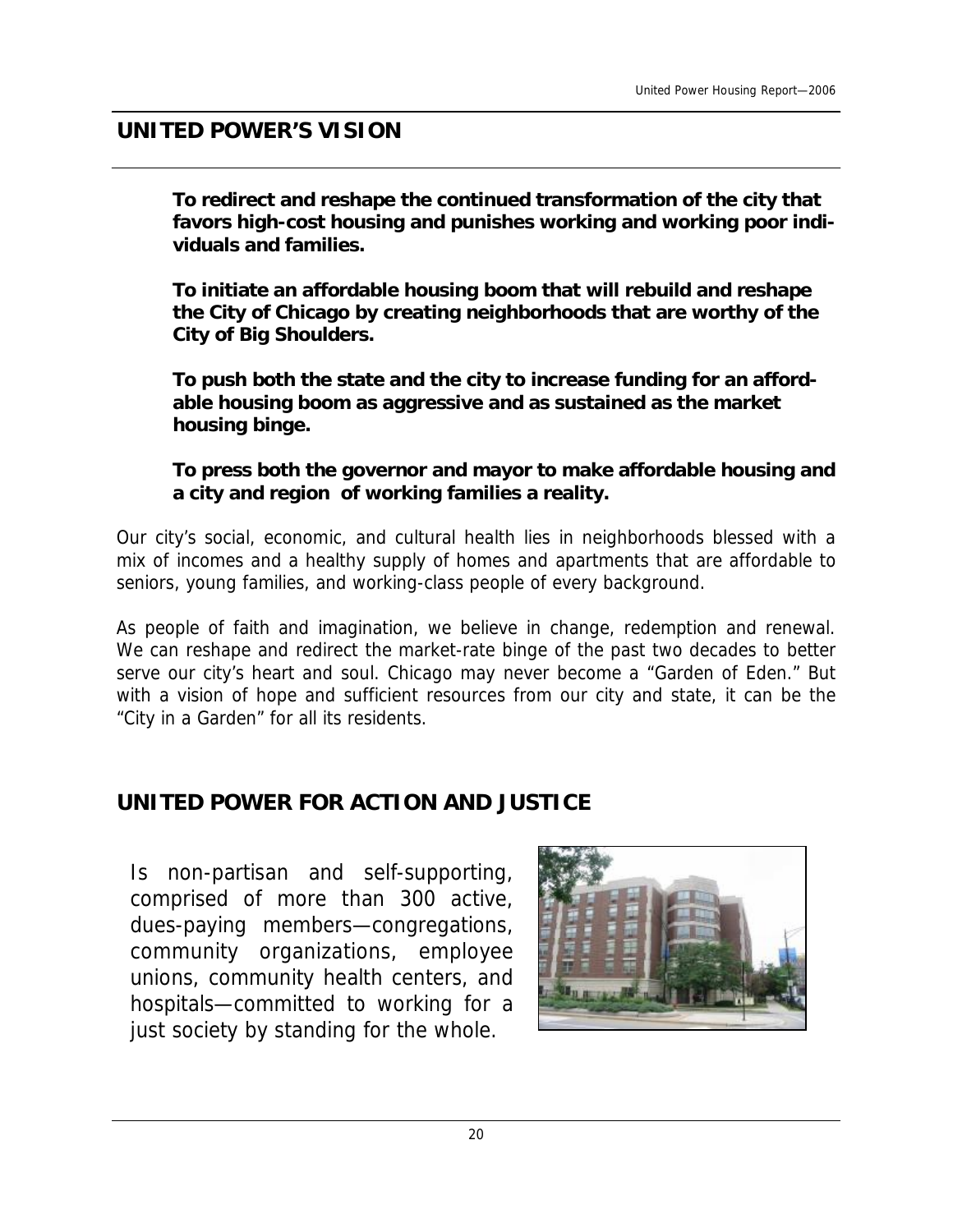## UNITED POWER'S VISION

**To redirect and reshape the continued transformation of the city that favors high-cost housing and punishes working and working poor individuals and families.**

**To initiate an affordable housing boom that will rebuild and reshape the City of Chicago by creating neighborhoods that are worthy of the City of Big Shoulders.**

**To push both the state and the city to increase funding for an affordable housing boom as aggressive and as sustained as the market housing binge.**

**To press both the governor and mayor to make affordable housing and a city and region of working families a reality.**

Our city's social, economic, and cultural health lies in neighborhoods blessed with a mix of incomes and a healthy supply of homes and apartments that are affordable to seniors, young families, and working-class people of every background.

As people of faith and imagination, we believe in change, redemption and renewal. We can reshape and redirect the market-rate binge of the past two decades to better serve our city's heart and soul. Chicago may never become a "Garden of Eden." But with a vision of hope and sufficient resources from our city and state, it can be the "City in a Garden" for all its residents.

## UNITED POWER FOR ACTION AND JUSTICE

Is non-partisan and self-supporting, comprised of more than 300 active, dues-paying members—congregations, community organizations, employee unions, community health centers, and hospitals—committed to working for a just society by standing for the whole.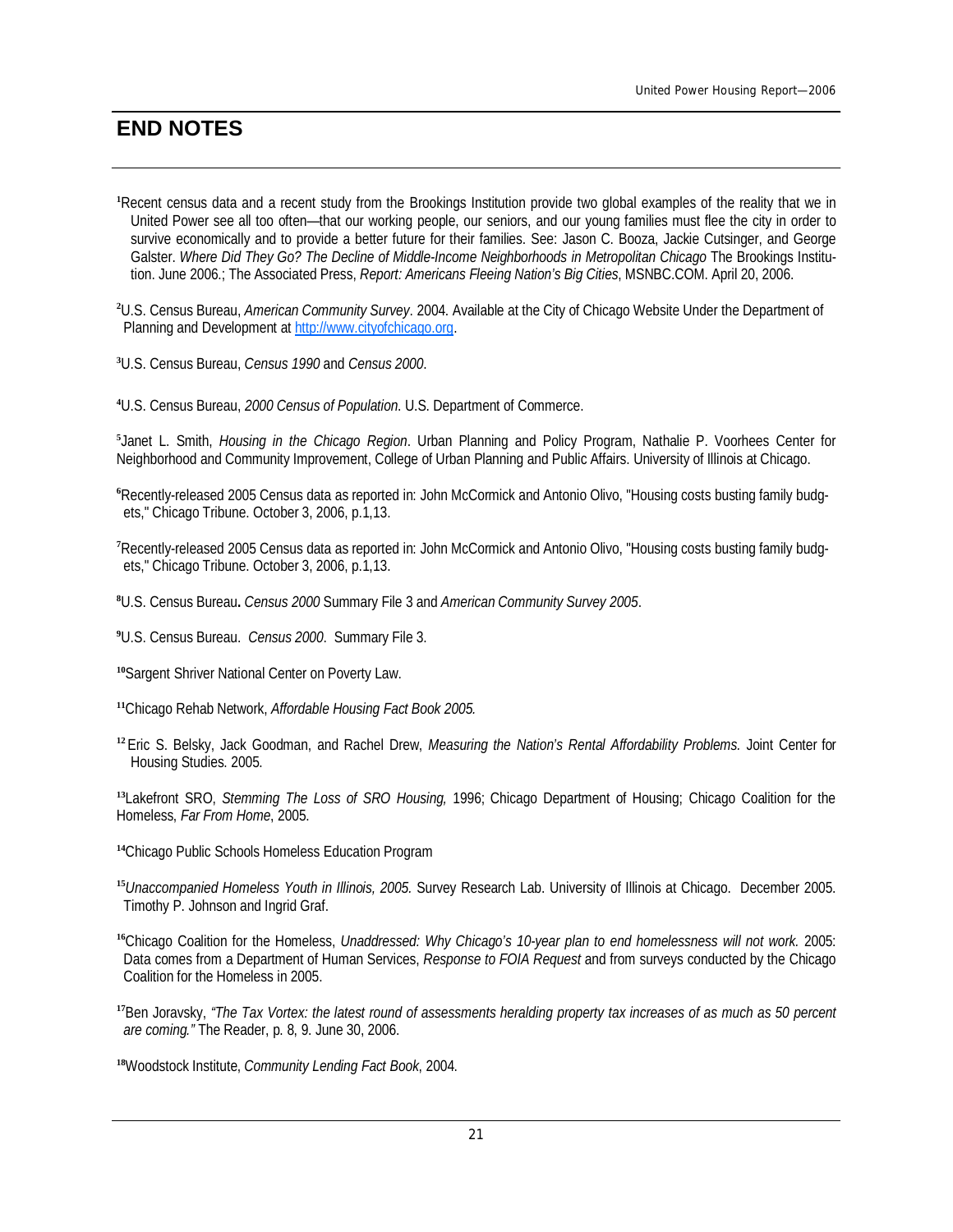# END NOTES

[1]Recent census data and a recent study from the Brookings Institution provide two global examples of the reality that we in United Power see all too often—that our working people, our seniors, and our young families must flee the city in order to survive economically and to provide a better future for their families. See: Jason C. Booza, Jackie Cutsinger, and George Galster. *Where Did They Go? The Decline of Middle-Income Neighborhoods in Metropolitan Chicago* The Brookings Institution. June 2006.; The Associated Press, *Report: Americans Fleeing Nation's Big Cities*, MSNBC.COM. April 20, 2006.

[2]U.S. Census Bureau, *American Community Survey*. 2004. Available at the City of Chicago Website Under the Department of Planning and Development at http://www.cityofchicago.org.

[3]U.S. Census Bureau, *Census 1990* and *Census 2000*.

[4]U.S. Census Bureau, *2000 Census of Population*. U.S. Department of Commerce.

[5]Janet L. Smith, *Housing in the Chicago Region*. Urban Planning and Policy Program, Nathalie P. Voorhees Center for Neighborhood and Community Improvement, College of Urban Planning and Public Affairs. University of Illinois at Chicago.

[6]Recently-released 2005 Census data as reported in: John McCormick and Antonio Olivo, "Housing costs busting family budgets," Chicago Tribune. October 3, 2006, p.1,13.

[7]Recently-released 2005 Census data as reported in: John McCormick and Antonio Olivo, "Housing costs busting family budgets," Chicago Tribune. October 3, 2006, p.1,13.

[8]U.S. Census Bureau**.** *Census 2000* Summary File 3 and *American Community Survey 2005*.

[9]U.S. Census Bureau. *Census 2000*. Summary File 3.

[10]Sargent Shriver National Center on Poverty Law.

[11]Chicago Rehab Network, *Affordable Housing Fact Book 2005.*

[12] Eric S. Belsky, Jack Goodman, and Rachel Drew, *Measuring the Nation's Rental Affordability Problems.* Joint Center for Housing Studies. 2005.

[13]Lakefront SRO, *Stemming The Loss of SRO Housing,* 1996; Chicago Department of Housing; Chicago Coalition for the Homeless, *Far From Home*, 2005.

[14]Chicago Public Schools Homeless Education Program

[15]*Unaccompanied Homeless Youth in Illinois, 2005.* Survey Research Lab. University of Illinois at Chicago. December 2005. Timothy P. Johnson and Ingrid Graf.

[16]Chicago Coalition for the Homeless, *Unaddressed: Why Chicago's 10-year plan to end homelessness will not work.* 2005: Data comes from a Department of Human Services, *Response to FOIA Request* and from surveys conducted by the Chicago Coalition for the Homeless in 2005.

[17]Ben Joravsky, *"The Tax Vortex: the latest round of assessments heralding property tax increases of as much as 50 percent are coming."* The Reader, p. 8, 9. June 30, 2006.

[18]Woodstock Institute, *Community Lending Fact Book*, 2004.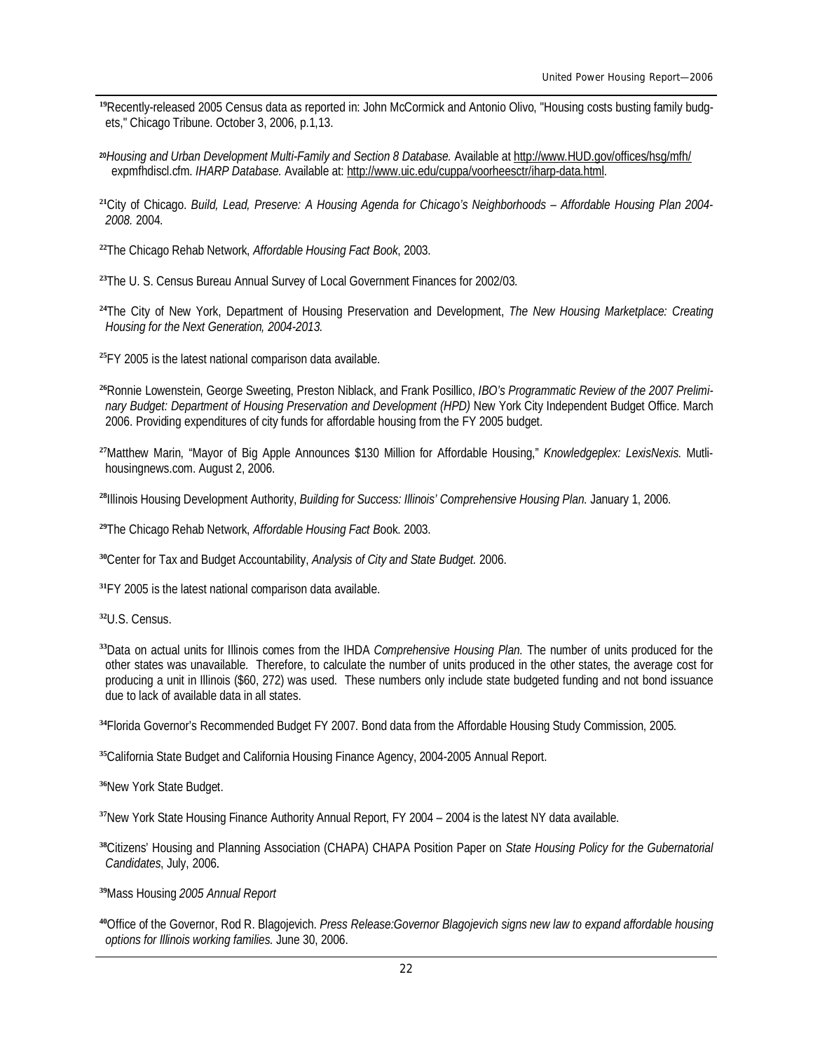[19]Recently-released 2005 Census data as reported in: John McCormick and Antonio Olivo, "Housing costs busting family budgets," Chicago Tribune. October 3, 2006, p.1,13.

[20]*Housing and Urban Development Multi-Family and Section 8 Database.* Available at http://www.HUD.gov/offices/hsg/mfh/expmfhdiscl.cfm. *IHARP Database.* Available at: http://www.uic.edu/cuppa/voorheesctr/iharp-data.html.

[21]City of Chicago. *Build, Lead, Preserve: A Housing Agenda for Chicago's Neighborhoods – Affordable Housing Plan 2004-2008.* 2004.

[22]The Chicago Rehab Network, *Affordable Housing Fact Book*, 2003.

[23]The U. S. Census Bureau Annual Survey of Local Government Finances for 2002/03.

[24]The City of New York, Department of Housing Preservation and Development, *The New Housing Marketplace: Creating Housing for the Next Generation, 2004-2013.*

[25]FY 2005 is the latest national comparison data available.

[26]Ronnie Lowenstein, George Sweeting, Preston Niblack, and Frank Posillico, *IBO's Programmatic Review of the 2007 Preliminary Budget: Department of Housing Preservation and Development (HPD)* New York City Independent Budget Office. March 2006. Providing expenditures of city funds for affordable housing from the FY 2005 budget.

[27]Matthew Marin, "Mayor of Big Apple Announces $130 Million for Affordable Housing," *Knowledgeplex: LexisNexis.* Mutlihousingnews.com. August 2, 2006.

[28]Illinois Housing Development Authority, *Building for Success: Illinois' Comprehensive Housing Plan.* January 1, 2006.

[29]The Chicago Rehab Network, *Affordable Housing Fact B*ook. 2003.

[30]Center for Tax and Budget Accountability, *Analysis of City and State Budget.* 2006.

[31]FY 2005 is the latest national comparison data available.

[32]U.S. Census.

[33]Data on actual units for Illinois comes from the IHDA *Comprehensive Housing Plan.* The number of units produced for the other states was unavailable. Therefore, to calculate the number of units produced in the other states, the average cost for producing a unit in Illinois ($60, 272) was used. These numbers only include state budgeted funding and not bond issuance due to lack of available data in all states.

[34]Florida Governor's Recommended Budget FY 2007. Bond data from the Affordable Housing Study Commission, 2005.

[35]California State Budget and California Housing Finance Agency, 2004-2005 Annual Report.

[36]New York State Budget.

[37]New York State Housing Finance Authority Annual Report, FY 2004 – 2004 is the latest NY data available.

[38]Citizens' Housing and Planning Association (CHAPA) CHAPA Position Paper on *State Housing Policy for the Gubernatorial Candidates*, July, 2006.

[39]Mass Housing *2005 Annual Report*

[40]Office of the Governor, Rod R. Blagojevich. *Press Release:Governor Blagojevich signs new law to expand affordable housing options for Illinois working families.* June 30, 2006.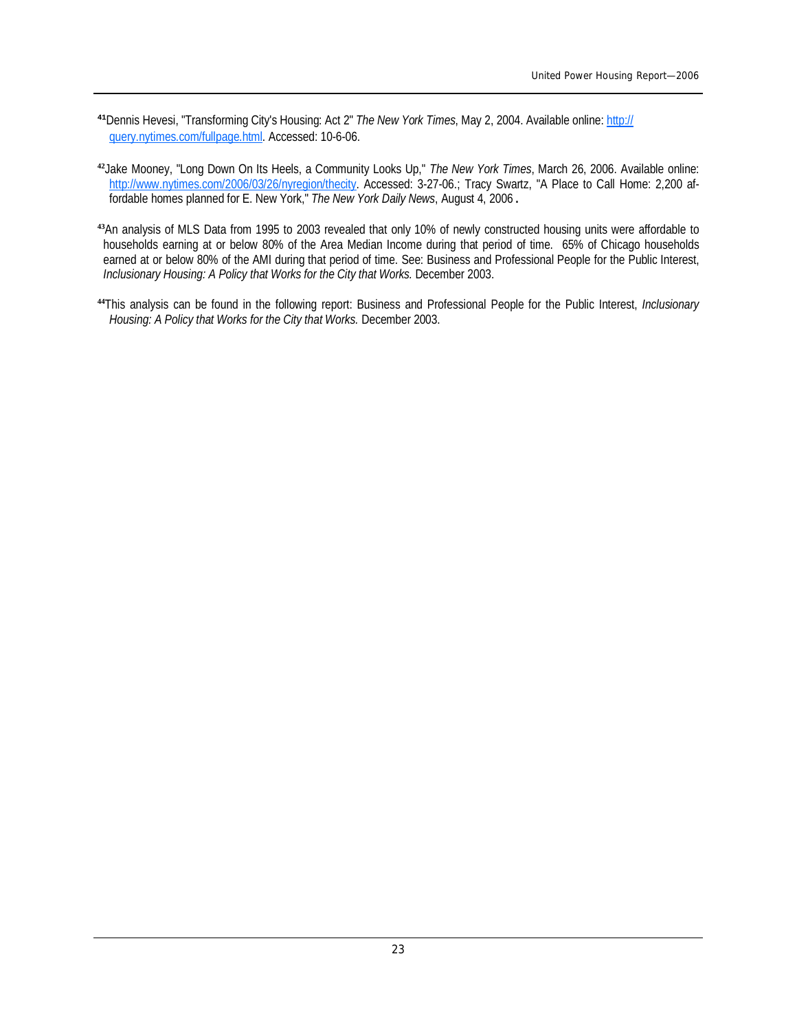[41]Dennis Hevesi, "Transforming City's Housing: Act 2" *The New York Times*, May 2, 2004. Available online: http://query.nytimes.com/fullpage.html. Accessed: 10-6-06.

[42]Jake Mooney, "Long Down On Its Heels, a Community Looks Up," *The New York Times*, March 26, 2006. Available online: http://www.nytimes.com/2006/03/26/nyregion/thecity. Accessed: 3-27-06.; Tracy Swartz, "A Place to Call Home: 2,200 affordable homes planned for E. New York," *The New York Daily News*, August 4, 2006**.**

[43]An analysis of MLS Data from 1995 to 2003 revealed that only 10% of newly constructed housing units were affordable to households earning at or below 80% of the Area Median Income during that period of time. 65% of Chicago households earned at or below 80% of the AMI during that period of time. See: Business and Professional People for the Public Interest, *Inclusionary Housing: A Policy that Works for the City that Works.* December 2003.

[44]This analysis can be found in the following report: Business and Professional People for the Public Interest, *Inclusionary Housing: A Policy that Works for the City that Works.* December 2003.